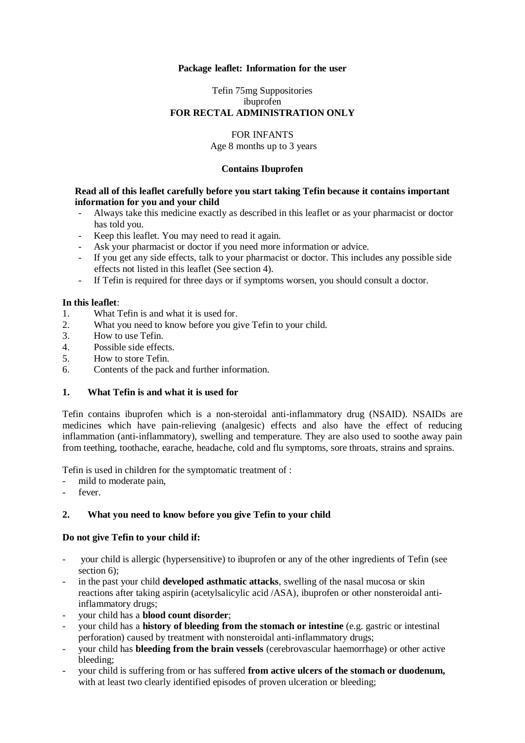**Package leaflet: Information for the user**

Tefin 75mg Suppositories
ibuprofen
**FOR RECTAL ADMINISTRATION ONLY**

FOR INFANTS
Age 8 months up to 3 years

**Contains Ibuprofen**

**Read all of this leaflet carefully before you start taking Tefin because it contains important information for you and your child**

- Always take this medicine exactly as described in this leaflet or as your pharmacist or doctor has told you.
- Keep this leaflet. You may need to read it again.
- Ask your pharmacist or doctor if you need more information or advice.
- If you get any side effects, talk to your pharmacist or doctor. This includes any possible side effects not listed in this leaflet (See section 4).
- If Tefin is required for three days or if symptoms worsen, you should consult a doctor.

**In this leaflet**:

1. What Tefin is and what it is used for.
2. What you need to know before you give Tefin to your child.
3. How to use Tefin.
4. Possible side effects.
5. How to store Tefin.
6. Contents of the pack and further information.

## 1. What Tefin is and what it is used for

Tefin contains ibuprofen which is a non-steroidal anti-inflammatory drug (NSAID). NSAIDs are medicines which have pain-relieving (analgesic) effects and also have the effect of reducing inflammation (anti-inflammatory), swelling and temperature. They are also used to soothe away pain from teething, toothache, earache, headache, cold and flu symptoms, sore throats, strains and sprains.

Tefin is used in children for the symptomatic treatment of :

- mild to moderate pain,
- fever.

## 2. What you need to know before you give Tefin to your child

**Do not give Tefin to your child if:**

- your child is allergic (hypersensitive) to ibuprofen or any of the other ingredients of Tefin (see section 6);
- in the past your child **developed asthmatic attacks**, swelling of the nasal mucosa or skin reactions after taking aspirin (acetylsalicylic acid /ASA), ibuprofen or other nonsteroidal anti-inflammatory drugs;
- your child has a **blood count disorder**;
- your child has a **history of bleeding from the stomach or intestine** (e.g. gastric or intestinal perforation) caused by treatment with nonsteroidal anti-inflammatory drugs;
- your child has **bleeding from the brain vessels** (cerebrovascular haemorrhage) or other active bleeding;
- your child is suffering from or has suffered **from active ulcers of the stomach or duodenum,** with at least two clearly identified episodes of proven ulceration or bleeding;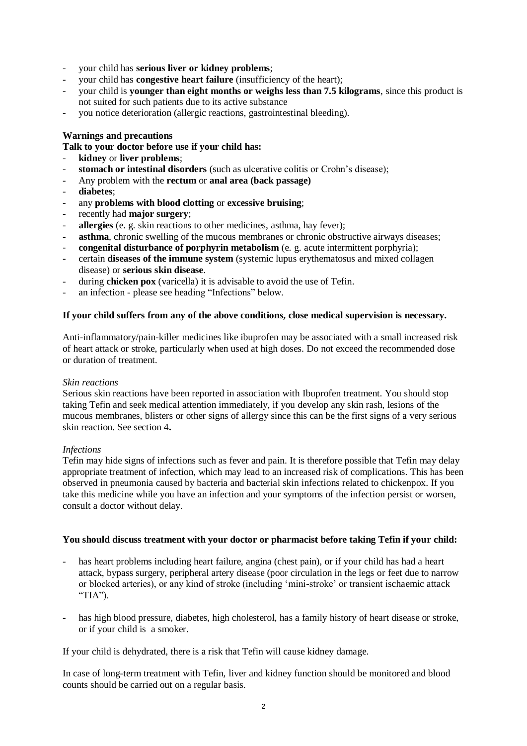- your child has **serious liver or kidney problems**;
- your child has **congestive heart failure** (insufficiency of the heart);
- your child is **younger than eight months or weighs less than 7.5 kilograms**, since this product is not suited for such patients due to its active substance
- you notice deterioration (allergic reactions, gastrointestinal bleeding).

**Warnings and precautions**

**Talk to your doctor before use if your child has:**

- **kidney** or **liver problems**;
- **stomach or intestinal disorders** (such as ulcerative colitis or Crohn's disease);
- Any problem with the **rectum** or **anal area (back passage)**
- **diabetes**;
- any **problems with blood clotting** or **excessive bruising**;
- recently had **major surgery**;
- **allergies** (e. g. skin reactions to other medicines, asthma, hay fever);
- **asthma**, chronic swelling of the mucous membranes or chronic obstructive airways diseases;
- **congenital disturbance of porphyrin metabolism** (e. g. acute intermittent porphyria);
- certain **diseases of the immune system** (systemic lupus erythematosus and mixed collagen disease) or **serious skin disease**.
- during **chicken pox** (varicella) it is advisable to avoid the use of Tefin.
- an infection - please see heading "Infections" below.

**If your child suffers from any of the above conditions, close medical supervision is necessary.**

Anti-inflammatory/pain-killer medicines like ibuprofen may be associated with a small increased risk of heart attack or stroke, particularly when used at high doses. Do not exceed the recommended dose or duration of treatment.

*Skin reactions*

Serious skin reactions have been reported in association with Ibuprofen treatment. You should stop taking Tefin and seek medical attention immediately, if you develop any skin rash, lesions of the mucous membranes, blisters or other signs of allergy since this can be the first signs of a very serious skin reaction. See section 4**.**

*Infections*

Tefin may hide signs of infections such as fever and pain. It is therefore possible that Tefin may delay appropriate treatment of infection, which may lead to an increased risk of complications. This has been observed in pneumonia caused by bacteria and bacterial skin infections related to chickenpox. If you take this medicine while you have an infection and your symptoms of the infection persist or worsen, consult a doctor without delay.

**You should discuss treatment with your doctor or pharmacist before taking Tefin if your child:**

- has heart problems including heart failure, angina (chest pain), or if your child has had a heart attack, bypass surgery, peripheral artery disease (poor circulation in the legs or feet due to narrow or blocked arteries), or any kind of stroke (including 'mini-stroke' or transient ischaemic attack "TIA").

- has high blood pressure, diabetes, high cholesterol, has a family history of heart disease or stroke, or if your child is a smoker.

If your child is dehydrated, there is a risk that Tefin will cause kidney damage.

In case of long-term treatment with Tefin, liver and kidney function should be monitored and blood counts should be carried out on a regular basis.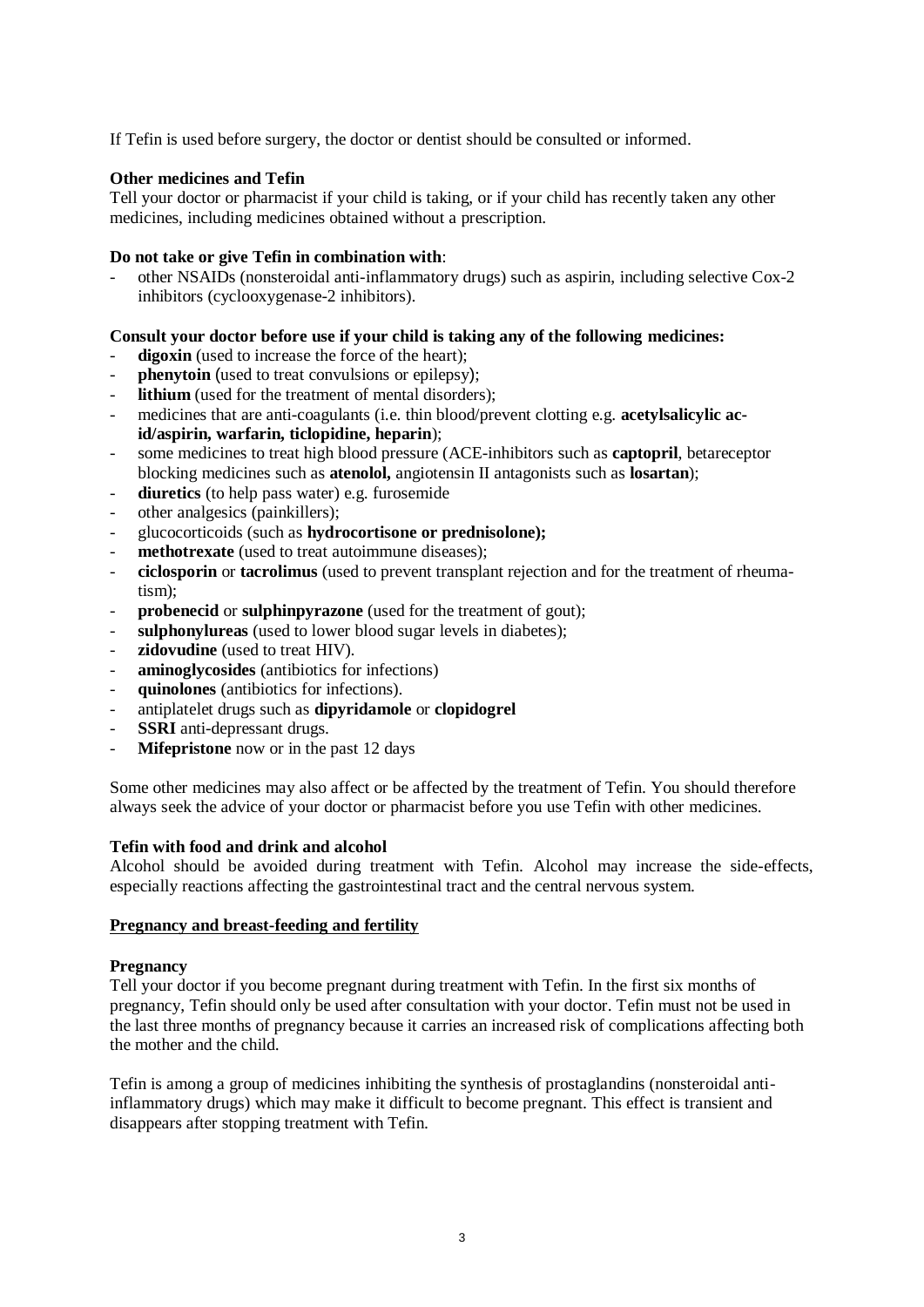If Tefin is used before surgery, the doctor or dentist should be consulted or informed.

**Other medicines and Tefin**

Tell your doctor or pharmacist if your child is taking, or if your child has recently taken any other medicines, including medicines obtained without a prescription.

**Do not take or give Tefin in combination with**:

- other NSAIDs (nonsteroidal anti-inflammatory drugs) such as aspirin, including selective Cox-2 inhibitors (cyclooxygenase-2 inhibitors).

**Consult your doctor before use if your child is taking any of the following medicines:**

- **digoxin** (used to increase the force of the heart);
- **phenytoin** (used to treat convulsions or epilepsy);
- **lithium** (used for the treatment of mental disorders);
- medicines that are anti-coagulants (i.e. thin blood/prevent clotting e.g. **acetylsalicylic acid/aspirin, warfarin, ticlopidine, heparin**);
- some medicines to treat high blood pressure (ACE-inhibitors such as **captopril**, betareceptor blocking medicines such as **atenolol,** angiotensin II antagonists such as **losartan**);
- **diuretics** (to help pass water) e.g. furosemide
- other analgesics (painkillers);
- glucocorticoids (such as **hydrocortisone or prednisolone);**
- **methotrexate** (used to treat autoimmune diseases);
- **ciclosporin** or **tacrolimus** (used to prevent transplant rejection and for the treatment of rheumatism);
- **probenecid** or **sulphinpyrazone** (used for the treatment of gout);
- **sulphonylureas** (used to lower blood sugar levels in diabetes);
- **zidovudine** (used to treat HIV).
- **aminoglycosides** (antibiotics for infections)
- **quinolones** (antibiotics for infections).
- antiplatelet drugs such as **dipyridamole** or **clopidogrel**
- **SSRI** anti-depressant drugs.
- **Mifepristone** now or in the past 12 days

Some other medicines may also affect or be affected by the treatment of Tefin. You should therefore always seek the advice of your doctor or pharmacist before you use Tefin with other medicines.

**Tefin with food and drink and alcohol**

Alcohol should be avoided during treatment with Tefin. Alcohol may increase the side-effects, especially reactions affecting the gastrointestinal tract and the central nervous system.

**Pregnancy and breast-feeding and fertility**

**Pregnancy**

Tell your doctor if you become pregnant during treatment with Tefin. In the first six months of pregnancy, Tefin should only be used after consultation with your doctor. Tefin must not be used in the last three months of pregnancy because it carries an increased risk of complications affecting both the mother and the child.

Tefin is among a group of medicines inhibiting the synthesis of prostaglandins (nonsteroidal anti-inflammatory drugs) which may make it difficult to become pregnant. This effect is transient and disappears after stopping treatment with Tefin.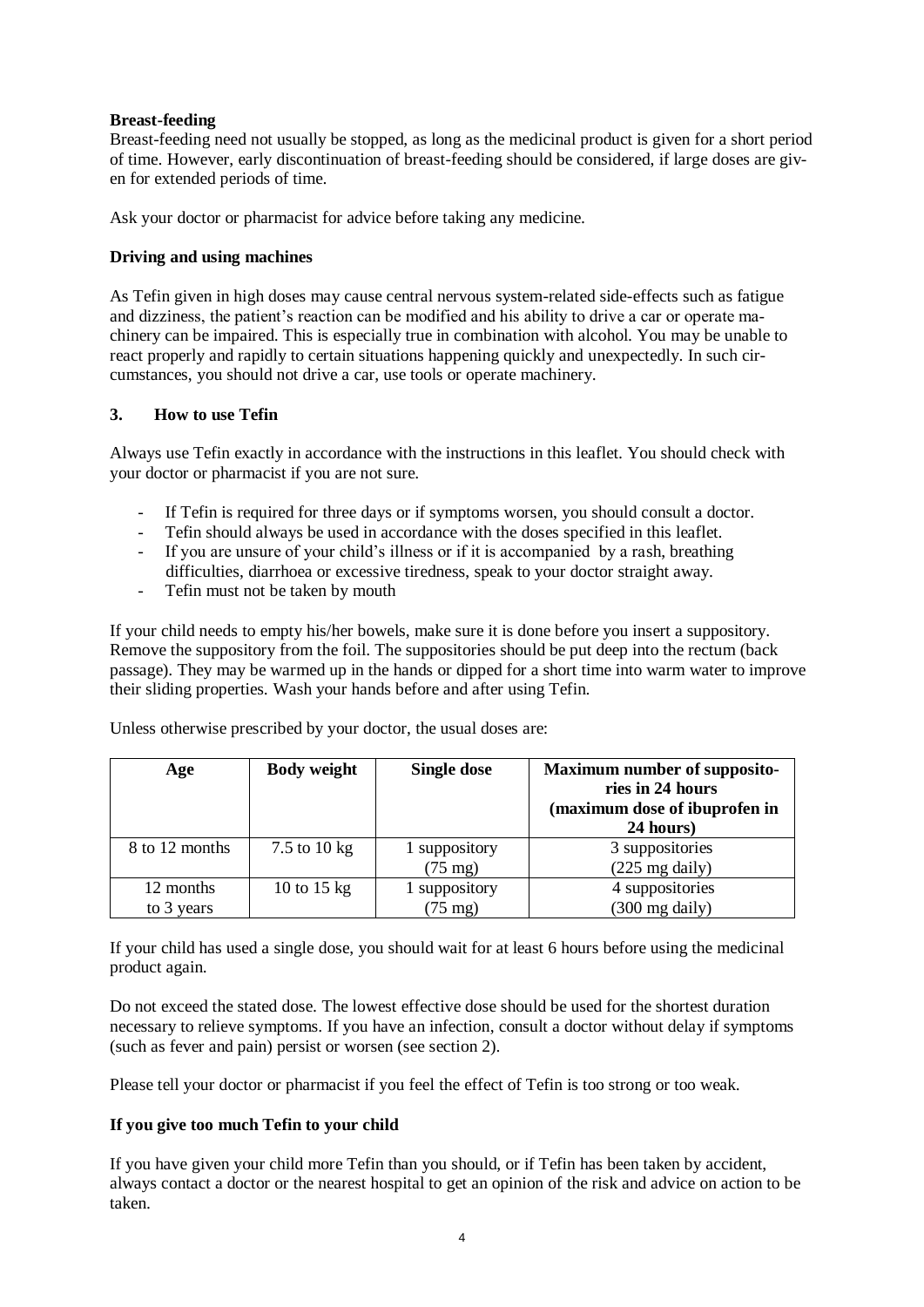**Breast-feeding**

Breast-feeding need not usually be stopped, as long as the medicinal product is given for a short period of time. However, early discontinuation of breast-feeding should be considered, if large doses are given for extended periods of time.

Ask your doctor or pharmacist for advice before taking any medicine.

**Driving and using machines**

As Tefin given in high doses may cause central nervous system-related side-effects such as fatigue and dizziness, the patient's reaction can be modified and his ability to drive a car or operate machinery can be impaired. This is especially true in combination with alcohol. You may be unable to react properly and rapidly to certain situations happening quickly and unexpectedly. In such circumstances, you should not drive a car, use tools or operate machinery.

## 3. How to use Tefin

Always use Tefin exactly in accordance with the instructions in this leaflet. You should check with your doctor or pharmacist if you are not sure.

- If Tefin is required for three days or if symptoms worsen, you should consult a doctor.
- Tefin should always be used in accordance with the doses specified in this leaflet.
- If you are unsure of your child's illness or if it is accompanied by a rash, breathing difficulties, diarrhoea or excessive tiredness, speak to your doctor straight away.
- Tefin must not be taken by mouth

If your child needs to empty his/her bowels, make sure it is done before you insert a suppository. Remove the suppository from the foil. The suppositories should be put deep into the rectum (back passage). They may be warmed up in the hands or dipped for a short time into warm water to improve their sliding properties. Wash your hands before and after using Tefin.

Unless otherwise prescribed by your doctor, the usual doses are:

| Age | Body weight | Single dose | Maximum number of suppositories in 24 hours (maximum dose of ibuprofen in 24 hours) |
|---|---|---|---|
| 8 to 12 months | 7.5 to 10 kg | 1 suppository (75 mg) | 3 suppositories (225 mg daily) |
| 12 months to 3 years | 10 to 15 kg | 1 suppository (75 mg) | 4 suppositories (300 mg daily) |

If your child has used a single dose, you should wait for at least 6 hours before using the medicinal product again.

Do not exceed the stated dose. The lowest effective dose should be used for the shortest duration necessary to relieve symptoms. If you have an infection, consult a doctor without delay if symptoms (such as fever and pain) persist or worsen (see section 2).

Please tell your doctor or pharmacist if you feel the effect of Tefin is too strong or too weak.

**If you give too much Tefin to your child**

If you have given your child more Tefin than you should, or if Tefin has been taken by accident, always contact a doctor or the nearest hospital to get an opinion of the risk and advice on action to be taken.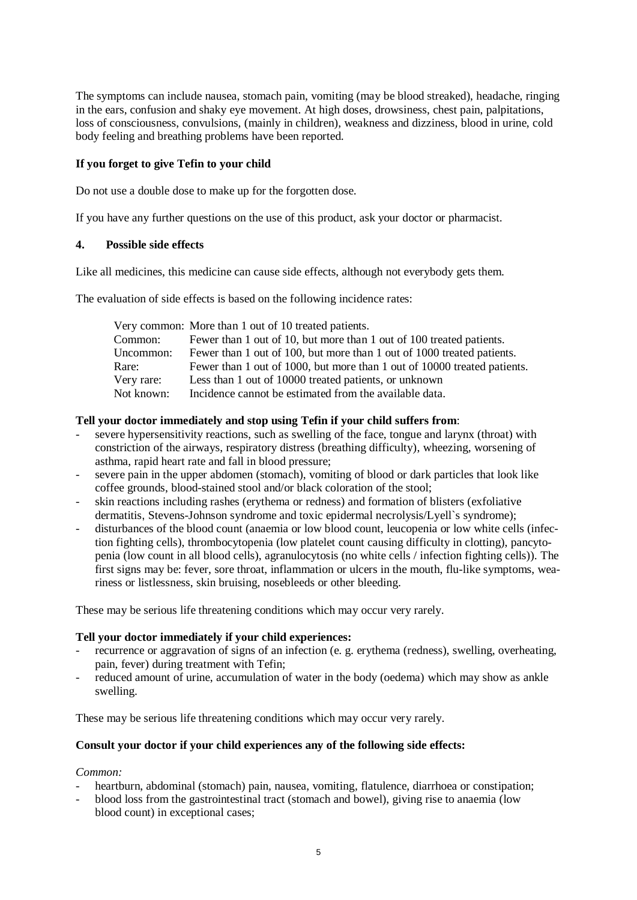The symptoms can include nausea, stomach pain, vomiting (may be blood streaked), headache, ringing in the ears, confusion and shaky eye movement. At high doses, drowsiness, chest pain, palpitations, loss of consciousness, convulsions, (mainly in children), weakness and dizziness, blood in urine, cold body feeling and breathing problems have been reported.

**If you forget to give Tefin to your child**

Do not use a double dose to make up for the forgotten dose.

If you have any further questions on the use of this product, ask your doctor or pharmacist.

## 4. Possible side effects

Like all medicines, this medicine can cause side effects, although not everybody gets them.

The evaluation of side effects is based on the following incidence rates:

| | |
|---|---|
| Very common: | More than 1 out of 10 treated patients. |
| Common: | Fewer than 1 out of 10, but more than 1 out of 100 treated patients. |
| Uncommon: | Fewer than 1 out of 100, but more than 1 out of 1000 treated patients. |
| Rare: | Fewer than 1 out of 1000, but more than 1 out of 10000 treated patients. |
| Very rare: | Less than 1 out of 10000 treated patients, or unknown |
| Not known: | Incidence cannot be estimated from the available data. |

**Tell your doctor immediately and stop using Tefin if your child suffers from**:

- severe hypersensitivity reactions, such as swelling of the face, tongue and larynx (throat) with constriction of the airways, respiratory distress (breathing difficulty), wheezing, worsening of asthma, rapid heart rate and fall in blood pressure;
- severe pain in the upper abdomen (stomach), vomiting of blood or dark particles that look like coffee grounds, blood-stained stool and/or black coloration of the stool;
- skin reactions including rashes (erythema or redness) and formation of blisters (exfoliative dermatitis, Stevens-Johnson syndrome and toxic epidermal necrolysis/Lyell`s syndrome);
- disturbances of the blood count (anaemia or low blood count, leucopenia or low white cells (infection fighting cells), thrombocytopenia (low platelet count causing difficulty in clotting), pancytopenia (low count in all blood cells), agranulocytosis (no white cells / infection fighting cells)). The first signs may be: fever, sore throat, inflammation or ulcers in the mouth, flu-like symptoms, weariness or listlessness, skin bruising, nosebleeds or other bleeding.

These may be serious life threatening conditions which may occur very rarely.

**Tell your doctor immediately if your child experiences:**

- recurrence or aggravation of signs of an infection (e. g. erythema (redness), swelling, overheating, pain, fever) during treatment with Tefin;
- reduced amount of urine, accumulation of water in the body (oedema) which may show as ankle swelling.

These may be serious life threatening conditions which may occur very rarely.

**Consult your doctor if your child experiences any of the following side effects:**

*Common:*

- heartburn, abdominal (stomach) pain, nausea, vomiting, flatulence, diarrhoea or constipation;
- blood loss from the gastrointestinal tract (stomach and bowel), giving rise to anaemia (low blood count) in exceptional cases;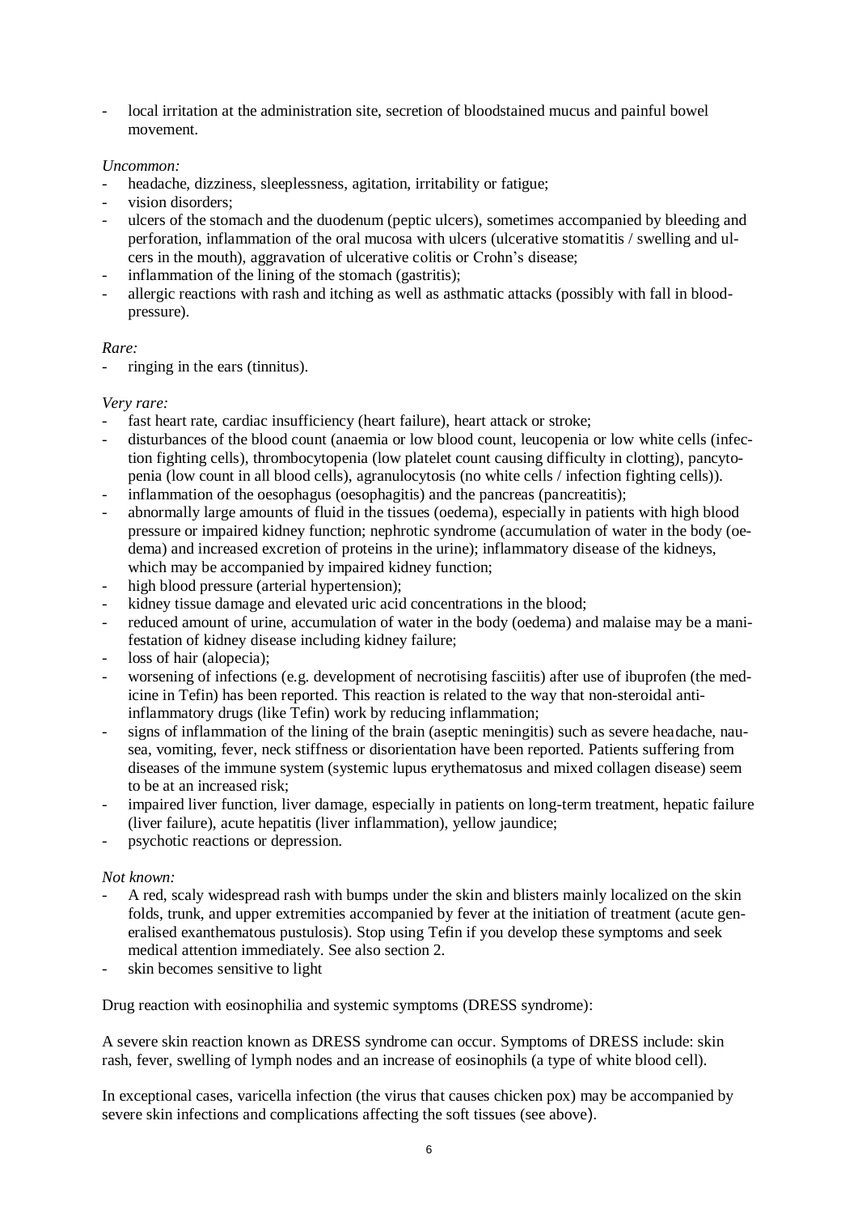- local irritation at the administration site, secretion of bloodstained mucus and painful bowel movement.

*Uncommon:*

- headache, dizziness, sleeplessness, agitation, irritability or fatigue;
- vision disorders;
- ulcers of the stomach and the duodenum (peptic ulcers), sometimes accompanied by bleeding and perforation, inflammation of the oral mucosa with ulcers (ulcerative stomatitis / swelling and ulcers in the mouth), aggravation of ulcerative colitis or Crohn's disease;
- inflammation of the lining of the stomach (gastritis);
- allergic reactions with rash and itching as well as asthmatic attacks (possibly with fall in blood-pressure).

*Rare:*

- ringing in the ears (tinnitus).

*Very rare:*

- fast heart rate, cardiac insufficiency (heart failure), heart attack or stroke;
- disturbances of the blood count (anaemia or low blood count, leucopenia or low white cells (infection fighting cells), thrombocytopenia (low platelet count causing difficulty in clotting), pancytopenia (low count in all blood cells), agranulocytosis (no white cells / infection fighting cells)).
- inflammation of the oesophagus (oesophagitis) and the pancreas (pancreatitis);
- abnormally large amounts of fluid in the tissues (oedema), especially in patients with high blood pressure or impaired kidney function; nephrotic syndrome (accumulation of water in the body (oedema) and increased excretion of proteins in the urine); inflammatory disease of the kidneys, which may be accompanied by impaired kidney function;
- high blood pressure (arterial hypertension);
- kidney tissue damage and elevated uric acid concentrations in the blood;
- reduced amount of urine, accumulation of water in the body (oedema) and malaise may be a manifestation of kidney disease including kidney failure;
- loss of hair (alopecia);
- worsening of infections (e.g. development of necrotising fasciitis) after use of ibuprofen (the medicine in Tefin) has been reported. This reaction is related to the way that non-steroidal anti-inflammatory drugs (like Tefin) work by reducing inflammation;
- signs of inflammation of the lining of the brain (aseptic meningitis) such as severe headache, nausea, vomiting, fever, neck stiffness or disorientation have been reported. Patients suffering from diseases of the immune system (systemic lupus erythematosus and mixed collagen disease) seem to be at an increased risk;
- impaired liver function, liver damage, especially in patients on long-term treatment, hepatic failure (liver failure), acute hepatitis (liver inflammation), yellow jaundice;
- psychotic reactions or depression.

*Not known:*

- A red, scaly widespread rash with bumps under the skin and blisters mainly localized on the skin folds, trunk, and upper extremities accompanied by fever at the initiation of treatment (acute generalised exanthematous pustulosis). Stop using Tefin if you develop these symptoms and seek medical attention immediately. See also section 2.
- skin becomes sensitive to light

Drug reaction with eosinophilia and systemic symptoms (DRESS syndrome):

A severe skin reaction known as DRESS syndrome can occur. Symptoms of DRESS include: skin rash, fever, swelling of lymph nodes and an increase of eosinophils (a type of white blood cell).

In exceptional cases, varicella infection (the virus that causes chicken pox) may be accompanied by severe skin infections and complications affecting the soft tissues (see above).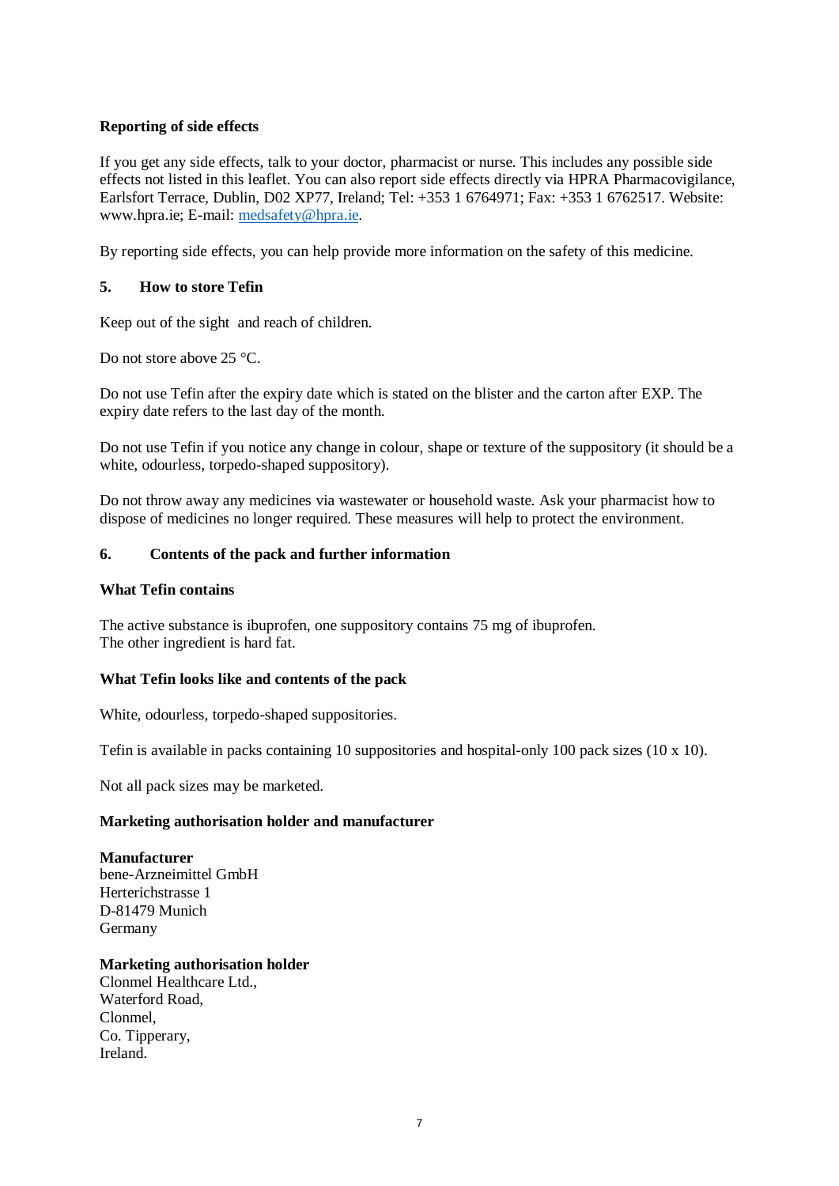**Reporting of side effects**

If you get any side effects, talk to your doctor, pharmacist or nurse. This includes any possible side effects not listed in this leaflet. You can also report side effects directly via HPRA Pharmacovigilance, Earlsfort Terrace, Dublin, D02 XP77, Ireland; Tel: +353 1 6764971; Fax: +353 1 6762517. Website: www.hpra.ie; E-mail: medsafety@hpra.ie.

By reporting side effects, you can help provide more information on the safety of this medicine.

## 5. How to store Tefin

Keep out of the sight and reach of children.

Do not store above 25 °C.

Do not use Tefin after the expiry date which is stated on the blister and the carton after EXP. The expiry date refers to the last day of the month.

Do not use Tefin if you notice any change in colour, shape or texture of the suppository (it should be a white, odourless, torpedo-shaped suppository).

Do not throw away any medicines via wastewater or household waste. Ask your pharmacist how to dispose of medicines no longer required. These measures will help to protect the environment.

## 6. Contents of the pack and further information

**What Tefin contains**

The active substance is ibuprofen, one suppository contains 75 mg of ibuprofen.
The other ingredient is hard fat.

**What Tefin looks like and contents of the pack**

White, odourless, torpedo-shaped suppositories.

Tefin is available in packs containing 10 suppositories and hospital-only 100 pack sizes (10 x 10).

Not all pack sizes may be marketed.

**Marketing authorisation holder and manufacturer**

**Manufacturer**
bene-Arzneimittel GmbH
Herterichstrasse 1
D-81479 Munich
Germany

**Marketing authorisation holder**
Clonmel Healthcare Ltd.,
Waterford Road,
Clonmel,
Co. Tipperary,
Ireland.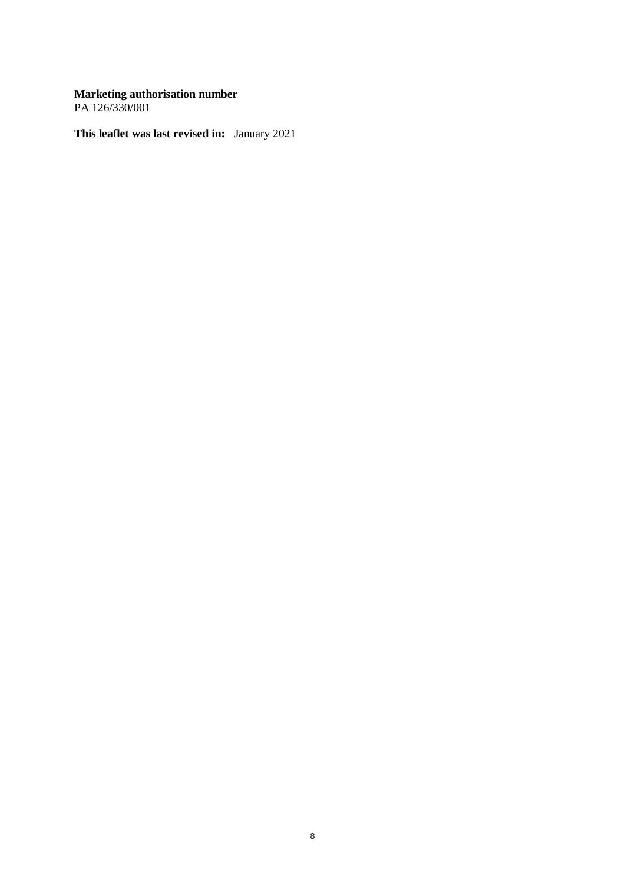**Marketing authorisation number**
PA 126/330/001

**This leaflet was last revised in:** January 2021